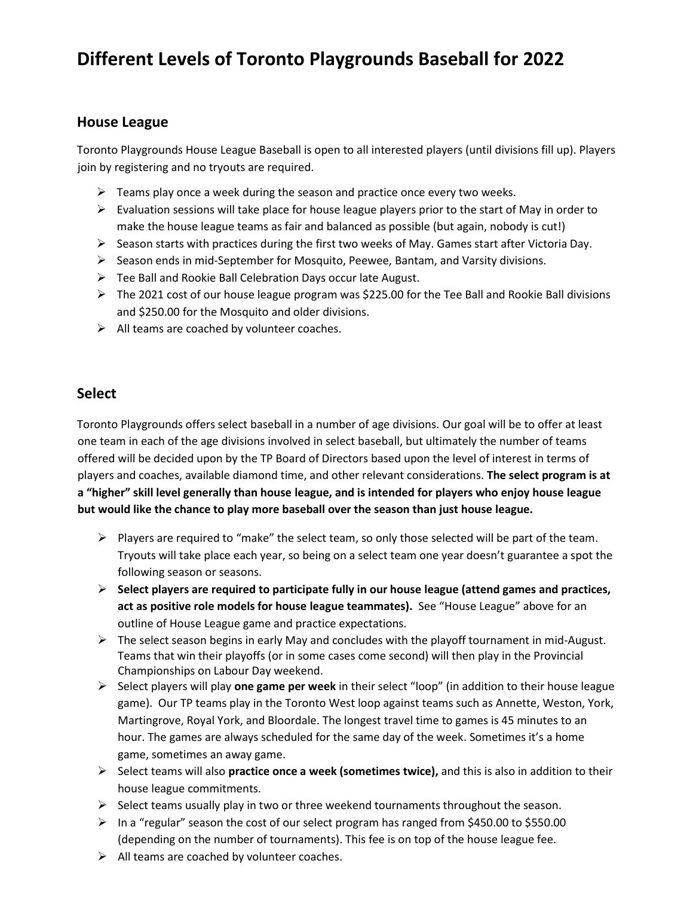# Different Levels of Toronto Playgrounds Baseball for 2022

## House League

Toronto Playgrounds House League Baseball is open to all interested players (until divisions fill up). Players join by registering and no tryouts are required.

- Teams play once a week during the season and practice once every two weeks.
- Evaluation sessions will take place for house league players prior to the start of May in order to make the house league teams as fair and balanced as possible (but again, nobody is cut!)
- Season starts with practices during the first two weeks of May. Games start after Victoria Day.
- Season ends in mid-September for Mosquito, Peewee, Bantam, and Varsity divisions.
- Tee Ball and Rookie Ball Celebration Days occur late August.
- The 2021 cost of our house league program was $225.00 for the Tee Ball and Rookie Ball divisions and $250.00 for the Mosquito and older divisions.
- All teams are coached by volunteer coaches.

## Select

Toronto Playgrounds offers select baseball in a number of age divisions. Our goal will be to offer at least one team in each of the age divisions involved in select baseball, but ultimately the number of teams offered will be decided upon by the TP Board of Directors based upon the level of interest in terms of players and coaches, available diamond time, and other relevant considerations. **The select program is at a "higher" skill level generally than house league, and is intended for players who enjoy house league but would like the chance to play more baseball over the season than just house league.**

- Players are required to "make" the select team, so only those selected will be part of the team. Tryouts will take place each year, so being on a select team one year doesn't guarantee a spot the following season or seasons.
- **Select players are required to participate fully in our house league (attend games and practices, act as positive role models for house league teammates).** See "House League" above for an outline of House League game and practice expectations.
- The select season begins in early May and concludes with the playoff tournament in mid-August. Teams that win their playoffs (or in some cases come second) will then play in the Provincial Championships on Labour Day weekend.
- Select players will play **one game per week** in their select "loop" (in addition to their house league game). Our TP teams play in the Toronto West loop against teams such as Annette, Weston, York, Martingrove, Royal York, and Bloordale. The longest travel time to games is 45 minutes to an hour. The games are always scheduled for the same day of the week. Sometimes it's a home game, sometimes an away game.
- Select teams will also **practice once a week (sometimes twice),** and this is also in addition to their house league commitments.
- Select teams usually play in two or three weekend tournaments throughout the season.
- In a "regular" season the cost of our select program has ranged from $450.00 to $550.00 (depending on the number of tournaments). This fee is on top of the house league fee.
- All teams are coached by volunteer coaches.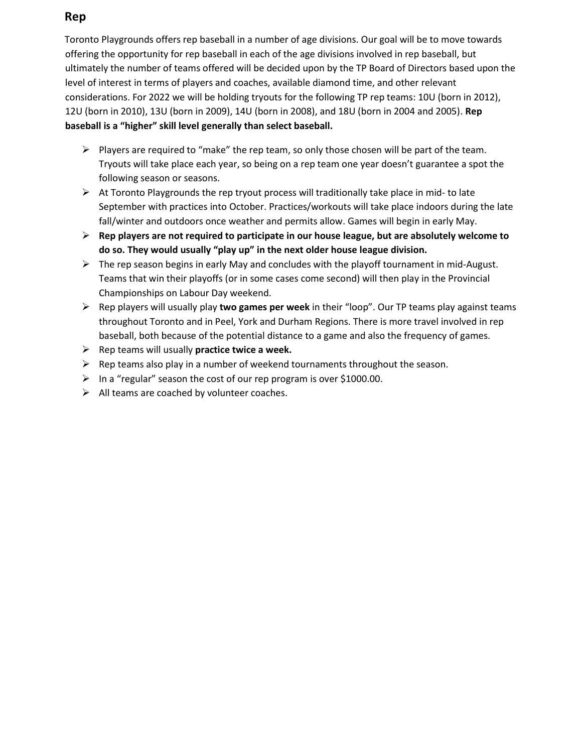## Rep

Toronto Playgrounds offers rep baseball in a number of age divisions. Our goal will be to move towards offering the opportunity for rep baseball in each of the age divisions involved in rep baseball, but ultimately the number of teams offered will be decided upon by the TP Board of Directors based upon the level of interest in terms of players and coaches, available diamond time, and other relevant considerations. For 2022 we will be holding tryouts for the following TP rep teams: 10U (born in 2012), 12U (born in 2010), 13U (born in 2009), 14U (born in 2008), and 18U (born in 2004 and 2005). **Rep baseball is a "higher" skill level generally than select baseball.**

- Players are required to "make" the rep team, so only those chosen will be part of the team. Tryouts will take place each year, so being on a rep team one year doesn't guarantee a spot the following season or seasons.
- At Toronto Playgrounds the rep tryout process will traditionally take place in mid- to late September with practices into October. Practices/workouts will take place indoors during the late fall/winter and outdoors once weather and permits allow. Games will begin in early May.
- **Rep players are not required to participate in our house league, but are absolutely welcome to do so. They would usually "play up" in the next older house league division.**
- The rep season begins in early May and concludes with the playoff tournament in mid-August. Teams that win their playoffs (or in some cases come second) will then play in the Provincial Championships on Labour Day weekend.
- Rep players will usually play **two games per week** in their "loop". Our TP teams play against teams throughout Toronto and in Peel, York and Durham Regions. There is more travel involved in rep baseball, both because of the potential distance to a game and also the frequency of games.
- Rep teams will usually **practice twice a week.**
- Rep teams also play in a number of weekend tournaments throughout the season.
- In a "regular" season the cost of our rep program is over $1000.00.
- All teams are coached by volunteer coaches.